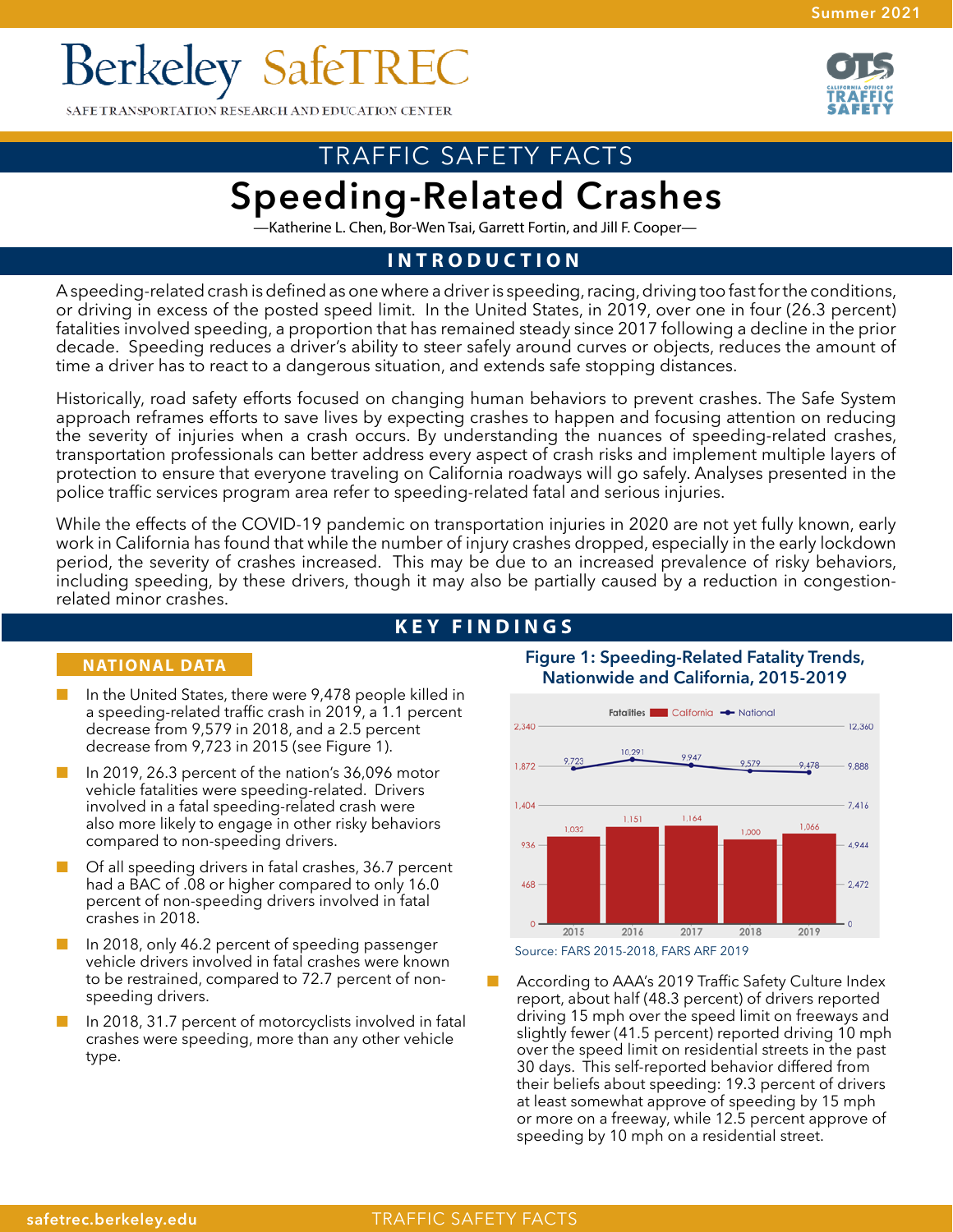Summer 2021

Berkeley SafeTREC

SAFE TRANSPORTATION RESEARCH AND EDUCATION CENTER

OTS CALIFORNIA OFFICE OF TRAFFIC SAFETY

TRAFFIC SAFETY FACTS

# Speeding-Related Crashes

—Katherine L. Chen, Bor-Wen Tsai, Garrett Fortin, and Jill F. Cooper—

## INTRODUCTION

A speeding-related crash is defined as one where a driver is speeding, racing, driving too fast for the conditions, or driving in excess of the posted speed limit. In the United States, in 2019, over one in four (26.3 percent) fatalities involved speeding, a proportion that has remained steady since 2017 following a decline in the prior decade. Speeding reduces a driver's ability to steer safely around curves or objects, reduces the amount of time a driver has to react to a dangerous situation, and extends safe stopping distances.

Historically, road safety efforts focused on changing human behaviors to prevent crashes. The Safe System approach reframes efforts to save lives by expecting crashes to happen and focusing attention on reducing the severity of injuries when a crash occurs. By understanding the nuances of speeding-related crashes, transportation professionals can better address every aspect of crash risks and implement multiple layers of protection to ensure that everyone traveling on California roadways will go safely. Analyses presented in the police traffic services program area refer to speeding-related fatal and serious injuries.

While the effects of the COVID-19 pandemic on transportation injuries in 2020 are not yet fully known, early work in California has found that while the number of injury crashes dropped, especially in the early lockdown period, the severity of crashes increased. This may be due to an increased prevalence of risky behaviors, including speeding, by these drivers, though it may also be partially caused by a reduction in congestion-related minor crashes.

## KEY FINDINGS

### NATIONAL DATA

- In the United States, there were 9,478 people killed in a speeding-related traffic crash in 2019, a 1.1 percent decrease from 9,579 in 2018, and a 2.5 percent decrease from 9,723 in 2015 (see Figure 1).
- In 2019, 26.3 percent of the nation's 36,096 motor vehicle fatalities were speeding-related. Drivers involved in a fatal speeding-related crash were also more likely to engage in other risky behaviors compared to non-speeding drivers.
- Of all speeding drivers in fatal crashes, 36.7 percent had a BAC of .08 or higher compared to only 16.0 percent of non-speeding drivers involved in fatal crashes in 2018.
- In 2018, only 46.2 percent of speeding passenger vehicle drivers involved in fatal crashes were known to be restrained, compared to 72.7 percent of non-speeding drivers.
- In 2018, 31.7 percent of motorcyclists involved in fatal crashes were speeding, more than any other vehicle type.

**Figure 1: Speeding-Related Fatality Trends, Nationwide and California, 2015-2019**

Fatalities: California, National

Left axis: 0, 468, 936, 1,404, 1,872, 2,340
Right axis: 0, 2,472, 4,944, 7,416, 9,888, 12,360

National: 9,723 (2015), 10,291 (2016), 9,947 (2017), 9,579 (2018), 9,478 (2019)

California: 1,032 (2015), 1,151 (2016), 1,164 (2017), 1,000 (2018), 1,066 (2019)

Source: FARS 2015-2018, FARS ARF 2019

- According to AAA's 2019 Traffic Safety Culture Index report, about half (48.3 percent) of drivers reported driving 15 mph over the speed limit on freeways and slightly fewer (41.5 percent) reported driving 10 mph over the speed limit on residential streets in the past 30 days. This self-reported behavior differed from their beliefs about speeding: 19.3 percent of drivers at least somewhat approve of speeding by 15 mph or more on a freeway, while 12.5 percent approve of speeding by 10 mph on a residential street.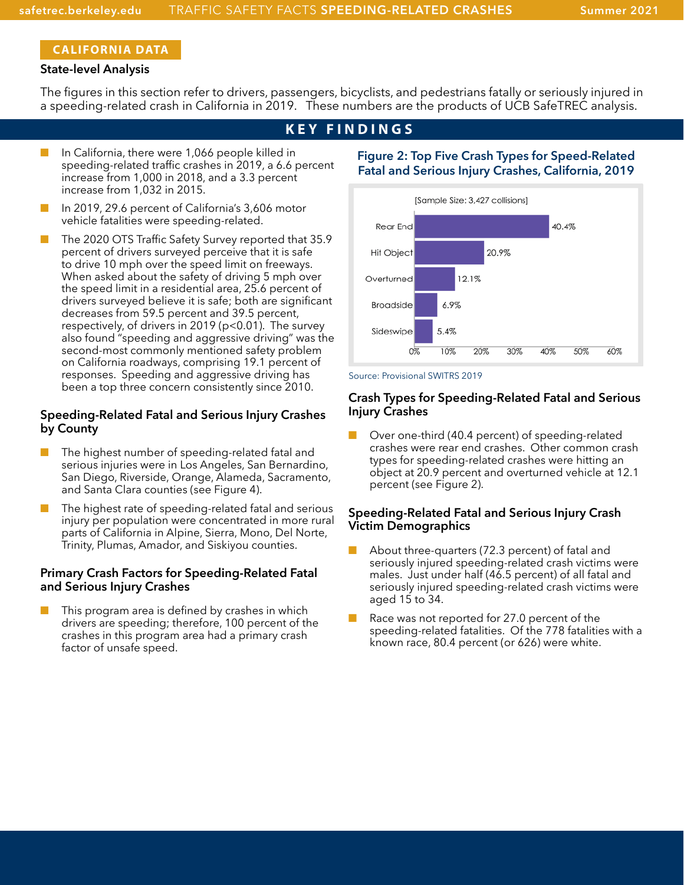## CALIFORNIA DATA

### State-level Analysis

The figures in this section refer to drivers, passengers, bicyclists, and pedestrians fatally or seriously injured in a speeding-related crash in California in 2019. These numbers are the products of UCB SafeTREC analysis.

## KEY FINDINGS

- In California, there were 1,066 people killed in speeding-related traffic crashes in 2019, a 6.6 percent increase from 1,000 in 2018, and a 3.3 percent increase from 1,032 in 2015.
- In 2019, 29.6 percent of California's 3,606 motor vehicle fatalities were speeding-related.
- The 2020 OTS Traffic Safety Survey reported that 35.9 percent of drivers surveyed perceive that it is safe to drive 10 mph over the speed limit on freeways. When asked about the safety of driving 5 mph over the speed limit in a residential area, 25.6 percent of drivers surveyed believe it is safe; both are significant decreases from 59.5 percent and 39.5 percent, respectively, of drivers in 2019 ($p<0.01$). The survey also found "speeding and aggressive driving" was the second-most commonly mentioned safety problem on California roadways, comprising 19.1 percent of responses. Speeding and aggressive driving has been a top three concern consistently since 2010.

### Speeding-Related Fatal and Serious Injury Crashes by County

- The highest number of speeding-related fatal and serious injuries were in Los Angeles, San Bernardino, San Diego, Riverside, Orange, Alameda, Sacramento, and Santa Clara counties (see Figure 4).
- The highest rate of speeding-related fatal and serious injury per population were concentrated in more rural parts of California in Alpine, Sierra, Mono, Del Norte, Trinity, Plumas, Amador, and Siskiyou counties.

### Primary Crash Factors for Speeding-Related Fatal and Serious Injury Crashes

- This program area is defined by crashes in which drivers are speeding; therefore, 100 percent of the crashes in this program area had a primary crash factor of unsafe speed.

**Figure 2: Top Five Crash Types for Speed-Related Fatal and Serious Injury Crashes, California, 2019**

[Sample Size: 3,427 collisions]

Rear End 40.4%
Hit Object 20.9%
Overturned 12.1%
Broadside 6.9%
Sideswipe 5.4%

0% 10% 20% 30% 40% 50% 60%

Source: Provisional SWITRS 2019

### Crash Types for Speeding-Related Fatal and Serious Injury Crashes

- Over one-third (40.4 percent) of speeding-related crashes were rear end crashes. Other common crash types for speeding-related crashes were hitting an object at 20.9 percent and overturned vehicle at 12.1 percent (see Figure 2).

### Speeding-Related Fatal and Serious Injury Crash Victim Demographics

- About three-quarters (72.3 percent) of fatal and seriously injured speeding-related crash victims were males. Just under half (46.5 percent) of all fatal and seriously injured speeding-related crash victims were aged 15 to 34.
- Race was not reported for 27.0 percent of the speeding-related fatalities. Of the 778 fatalities with a known race, 80.4 percent (or 626) were white.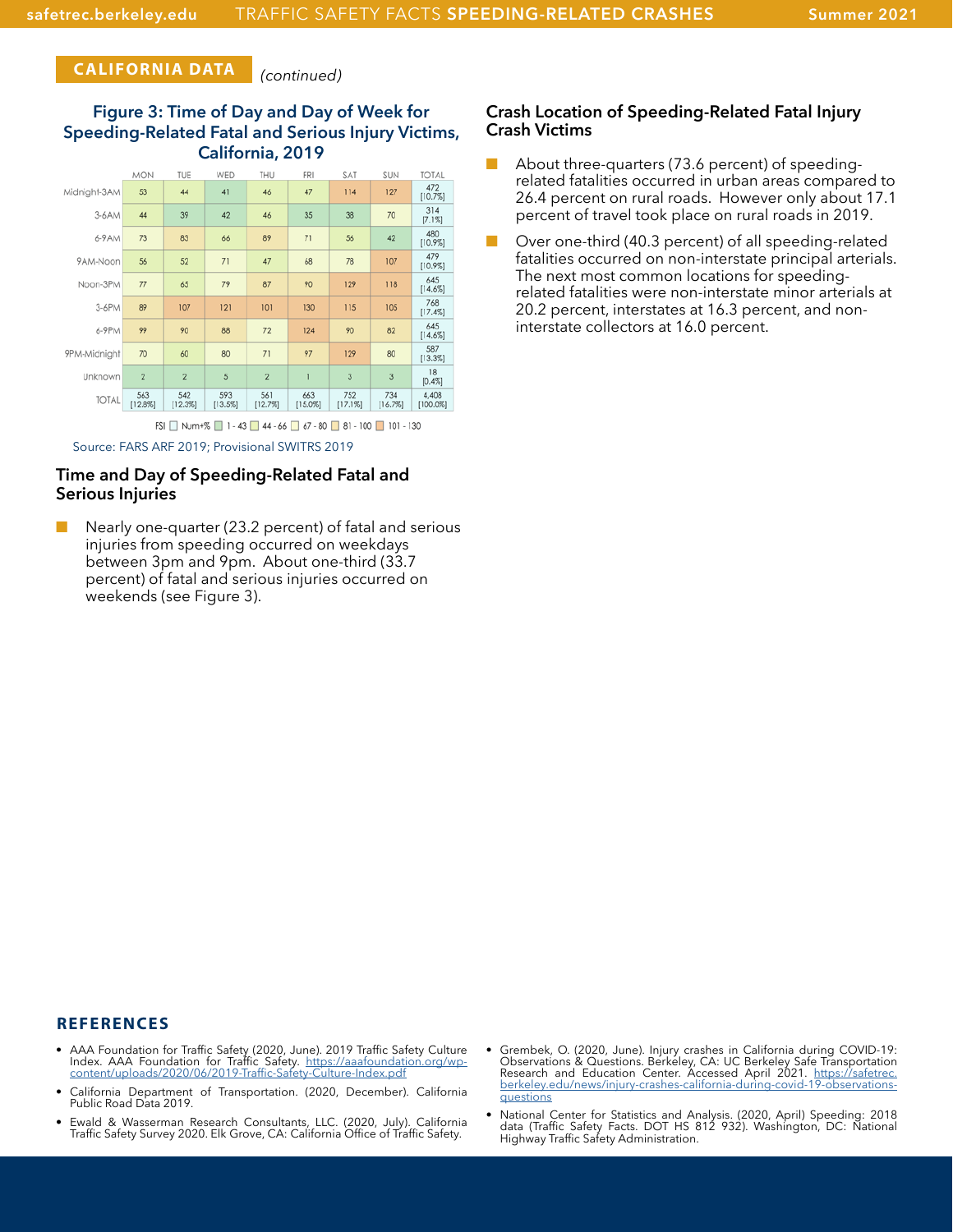## CALIFORNIA DATA *(continued)*

### Figure 3: Time of Day and Day of Week for Speeding-Related Fatal and Serious Injury Victims, California, 2019

| | MON | TUE | WED | THU | FRI | SAT | SUN | TOTAL |
|---|---|---|---|---|---|---|---|---|
| Midnight-3AM | 53 | 44 | 41 | 46 | 47 | 114 | 127 | 472 [10.7%] |
| 3-6AM | 44 | 39 | 42 | 46 | 35 | 38 | 70 | 314 [7.1%] |
| 6-9AM | 73 | 83 | 66 | 89 | 71 | 56 | 42 | 480 [10.9%] |
| 9AM-Noon | 56 | 52 | 71 | 47 | 68 | 78 | 107 | 479 [10.9%] |
| Noon-3PM | 77 | 65 | 79 | 87 | 90 | 129 | 118 | 645 [14.6%] |
| 3-6PM | 89 | 107 | 121 | 101 | 130 | 115 | 105 | 768 [17.4%] |
| 6-9PM | 99 | 90 | 88 | 72 | 124 | 90 | 82 | 645 [14.6%] |
| 9PM-Midnight | 70 | 60 | 80 | 71 | 97 | 129 | 80 | 587 [13.3%] |
| Unknown | 2 | 2 | 5 | 2 | 1 | 3 | 3 | 18 [0.4%] |
| TOTAL | 563 [12.8%] | 542 [12.3%] | 593 [13.5%] | 561 [12.7%] | 663 [15.0%] | 752 [17.1%] | 734 [16.7%] | 4,408 [100.0%] |

FSI: Num+% | 1 - 43 | 44 - 66 | 67 - 80 | 81 - 100 | 101 - 130

Source: FARS ARF 2019; Provisional SWITRS 2019

### Time and Day of Speeding-Related Fatal and Serious Injuries

- Nearly one-quarter (23.2 percent) of fatal and serious injuries from speeding occurred on weekdays between 3pm and 9pm. About one-third (33.7 percent) of fatal and serious injuries occurred on weekends (see Figure 3).

### Crash Location of Speeding-Related Fatal Injury Crash Victims

- About three-quarters (73.6 percent) of speeding-related fatalities occurred in urban areas compared to 26.4 percent on rural roads. However only about 17.1 percent of travel took place on rural roads in 2019.
- Over one-third (40.3 percent) of all speeding-related fatalities occurred on non-interstate principal arterials. The next most common locations for speeding-related fatalities were non-interstate minor arterials at 20.2 percent, interstates at 16.3 percent, and non-interstate collectors at 16.0 percent.

## REFERENCES

- AAA Foundation for Traffic Safety (2020, June). 2019 Traffic Safety Culture Index. AAA Foundation for Traffic Safety. https://aaafoundation.org/wp-content/uploads/2020/06/2019-Traffic-Safety-Culture-Index.pdf
- California Department of Transportation. (2020, December). California Public Road Data 2019.
- Ewald & Wasserman Research Consultants, LLC. (2020, July). California Traffic Safety Survey 2020. Elk Grove, CA: California Office of Traffic Safety.
- Grembek, O. (2020, June). Injury crashes in California during COVID-19: Observations & Questions. Berkeley, CA: UC Berkeley Safe Transportation Research and Education Center. Accessed April 2021. https://safetrec.berkeley.edu/news/injury-crashes-california-during-covid-19-observations-questions
- National Center for Statistics and Analysis. (2020, April) Speeding: 2018 data (Traffic Safety Facts. DOT HS 812 932). Washington, DC: National Highway Traffic Safety Administration.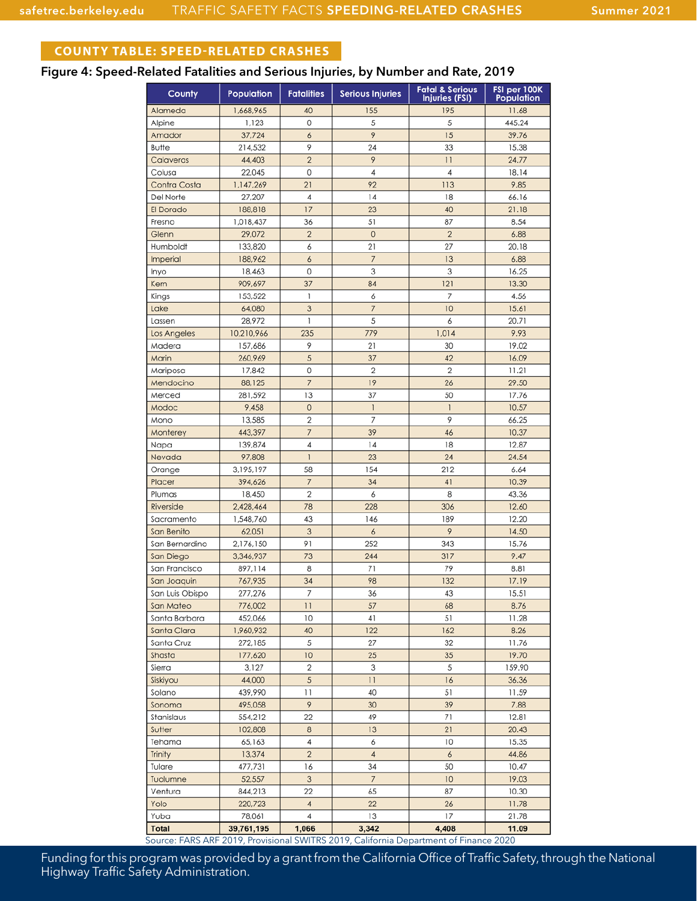## COUNTY TABLE: SPEED-RELATED CRASHES

**Figure 4: Speed-Related Fatalities and Serious Injuries, by Number and Rate, 2019**

| County | Population | Fatalities | Serious Injuries | Fatal & Serious Injuries (FSI) | FSI per 100K Population |
|---|---|---|---|---|---|
| Alameda | 1,668,965 | 40 | 155 | 195 | 11.68 |
| Alpine | 1,123 | 0 | 5 | 5 | 445.24 |
| Amador | 37,724 | 6 | 9 | 15 | 39.76 |
| Butte | 214,532 | 9 | 24 | 33 | 15.38 |
| Calaveras | 44,403 | 2 | 9 | 11 | 24.77 |
| Colusa | 22,045 | 0 | 4 | 4 | 18.14 |
| Contra Costa | 1,147,269 | 21 | 92 | 113 | 9.85 |
| Del Norte | 27,207 | 4 | 14 | 18 | 66.16 |
| El Dorado | 188,818 | 17 | 23 | 40 | 21.18 |
| Fresno | 1,018,437 | 36 | 51 | 87 | 8.54 |
| Glenn | 29,072 | 2 | 0 | 2 | 6.88 |
| Humboldt | 133,820 | 6 | 21 | 27 | 20.18 |
| Imperial | 188,962 | 6 | 7 | 13 | 6.88 |
| Inyo | 18,463 | 0 | 3 | 3 | 16.25 |
| Kern | 909,697 | 37 | 84 | 121 | 13.30 |
| Kings | 153,522 | 1 | 6 | 7 | 4.56 |
| Lake | 64,080 | 3 | 7 | 10 | 15.61 |
| Lassen | 28,972 | 1 | 5 | 6 | 20.71 |
| Los Angeles | 10,210,966 | 235 | 779 | 1,014 | 9.93 |
| Madera | 157,686 | 9 | 21 | 30 | 19.02 |
| Marin | 260,969 | 5 | 37 | 42 | 16.09 |
| Mariposa | 17,842 | 0 | 2 | 2 | 11.21 |
| Mendocino | 88,125 | 7 | 19 | 26 | 29.50 |
| Merced | 281,592 | 13 | 37 | 50 | 17.76 |
| Modoc | 9,458 | 0 | 1 | 1 | 10.57 |
| Mono | 13,585 | 2 | 7 | 9 | 66.25 |
| Monterey | 443,397 | 7 | 39 | 46 | 10.37 |
| Napa | 139,874 | 4 | 14 | 18 | 12.87 |
| Nevada | 97,808 | 1 | 23 | 24 | 24.54 |
| Orange | 3,195,197 | 58 | 154 | 212 | 6.64 |
| Placer | 394,626 | 7 | 34 | 41 | 10.39 |
| Plumas | 18,450 | 2 | 6 | 8 | 43.36 |
| Riverside | 2,428,464 | 78 | 228 | 306 | 12.60 |
| Sacramento | 1,548,760 | 43 | 146 | 189 | 12.20 |
| San Benito | 62,051 | 3 | 6 | 9 | 14.50 |
| San Bernardino | 2,176,150 | 91 | 252 | 343 | 15.76 |
| San Diego | 3,346,937 | 73 | 244 | 317 | 9.47 |
| San Francisco | 897,114 | 8 | 71 | 79 | 8.81 |
| San Joaquin | 767,935 | 34 | 98 | 132 | 17.19 |
| San Luis Obispo | 277,276 | 7 | 36 | 43 | 15.51 |
| San Mateo | 776,002 | 11 | 57 | 68 | 8.76 |
| Santa Barbara | 452,066 | 10 | 41 | 51 | 11.28 |
| Santa Clara | 1,960,932 | 40 | 122 | 162 | 8.26 |
| Santa Cruz | 272,165 | 5 | 27 | 32 | 11.76 |
| Shasta | 177,620 | 10 | 25 | 35 | 19.70 |
| Sierra | 3,127 | 2 | 3 | 5 | 159.90 |
| Siskiyou | 44,000 | 5 | 11 | 16 | 36.36 |
| Solano | 439,990 | 11 | 40 | 51 | 11.59 |
| Sonoma | 495,058 | 9 | 30 | 39 | 7.88 |
| Stanislaus | 554,212 | 22 | 49 | 71 | 12.81 |
| Sutter | 102,808 | 8 | 13 | 21 | 20.43 |
| Tehama | 65,163 | 4 | 6 | 10 | 15.35 |
| Trinity | 13,374 | 2 | 4 | 6 | 44.86 |
| Tulare | 477,731 | 16 | 34 | 50 | 10.47 |
| Tuolumne | 52,557 | 3 | 7 | 10 | 19.03 |
| Ventura | 844,213 | 22 | 65 | 87 | 10.30 |
| Yolo | 220,723 | 4 | 22 | 26 | 11.78 |
| Yuba | 78,061 | 4 | 13 | 17 | 21.78 |
| **Total** | **39,761,195** | **1,066** | **3,342** | **4,408** | **11.09** |

Source: FARS ARF 2019, Provisional SWITRS 2019, California Department of Finance 2020

Funding for this program was provided by a grant from the California Office of Traffic Safety, through the National Highway Traffic Safety Administration.